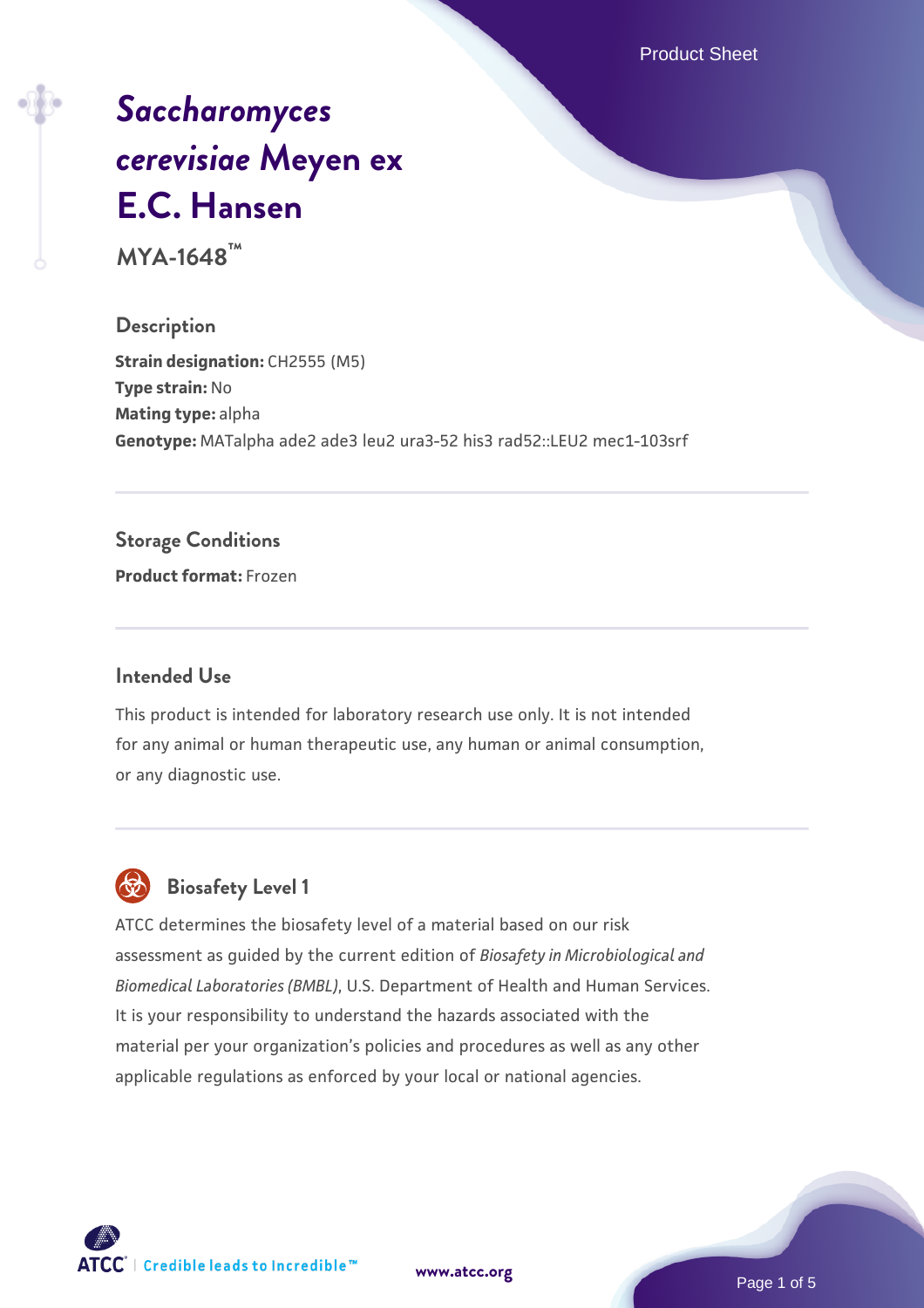# *Saccharomyces cerevisiae* Meyen ex E.C. Hansen

**MYA-1648™**

## Description

**Strain designation:** CH2555 (M5)
**Type strain:** No
**Mating type:** alpha
**Genotype:** MATalpha ade2 ade3 leu2 ura3-52 his3 rad52::LEU2 mec1-103srf

## Storage Conditions

**Product format:** Frozen

## Intended Use

This product is intended for laboratory research use only. It is not intended for any animal or human therapeutic use, any human or animal consumption, or any diagnostic use.

## Biosafety Level 1

ATCC determines the biosafety level of a material based on our risk assessment as guided by the current edition of *Biosafety in Microbiological and Biomedical Laboratories (BMBL)*, U.S. Department of Health and Human Services. It is your responsibility to understand the hazards associated with the material per your organization's policies and procedures as well as any other applicable regulations as enforced by your local or national agencies.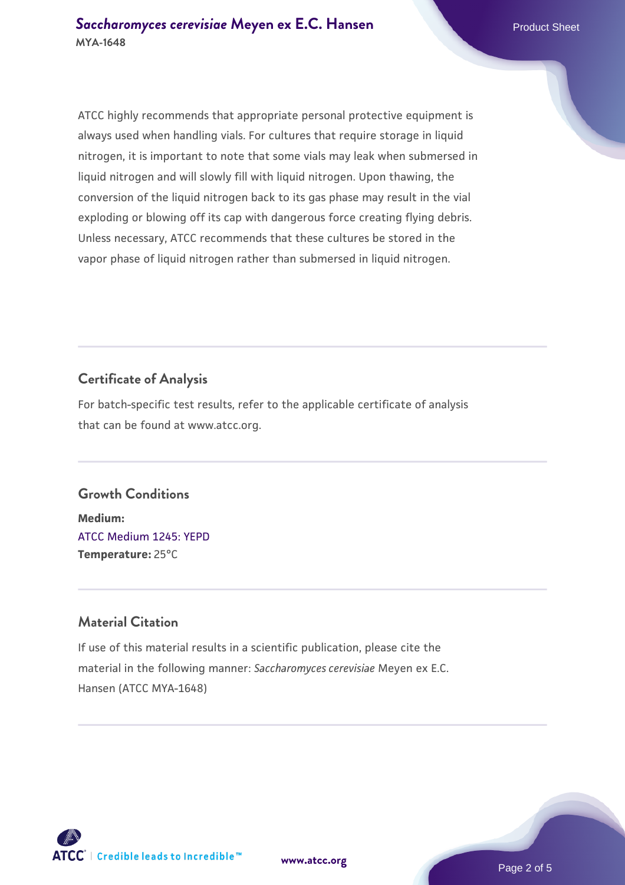ATCC highly recommends that appropriate personal protective equipment is always used when handling vials. For cultures that require storage in liquid nitrogen, it is important to note that some vials may leak when submersed in liquid nitrogen and will slowly fill with liquid nitrogen. Upon thawing, the conversion of the liquid nitrogen back to its gas phase may result in the vial exploding or blowing off its cap with dangerous force creating flying debris. Unless necessary, ATCC recommends that these cultures be stored in the vapor phase of liquid nitrogen rather than submersed in liquid nitrogen.

## Certificate of Analysis

For batch-specific test results, refer to the applicable certificate of analysis that can be found at www.atcc.org.

## Growth Conditions

**Medium:**
ATCC Medium 1245: YEPD
**Temperature:** 25°C

## Material Citation

If use of this material results in a scientific publication, please cite the material in the following manner: *Saccharomyces cerevisiae* Meyen ex E.C. Hansen (ATCC MYA-1648)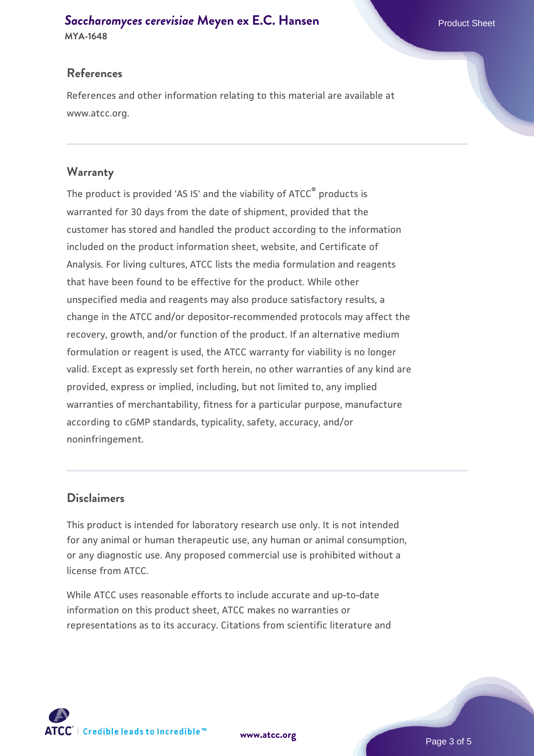## References

References and other information relating to this material are available at www.atcc.org.

## Warranty

The product is provided 'AS IS' and the viability of ATCC® products is warranted for 30 days from the date of shipment, provided that the customer has stored and handled the product according to the information included on the product information sheet, website, and Certificate of Analysis. For living cultures, ATCC lists the media formulation and reagents that have been found to be effective for the product. While other unspecified media and reagents may also produce satisfactory results, a change in the ATCC and/or depositor-recommended protocols may affect the recovery, growth, and/or function of the product. If an alternative medium formulation or reagent is used, the ATCC warranty for viability is no longer valid. Except as expressly set forth herein, no other warranties of any kind are provided, express or implied, including, but not limited to, any implied warranties of merchantability, fitness for a particular purpose, manufacture according to cGMP standards, typicality, safety, accuracy, and/or noninfringement.

## Disclaimers

This product is intended for laboratory research use only. It is not intended for any animal or human therapeutic use, any human or animal consumption, or any diagnostic use. Any proposed commercial use is prohibited without a license from ATCC.

While ATCC uses reasonable efforts to include accurate and up-to-date information on this product sheet, ATCC makes no warranties or representations as to its accuracy. Citations from scientific literature and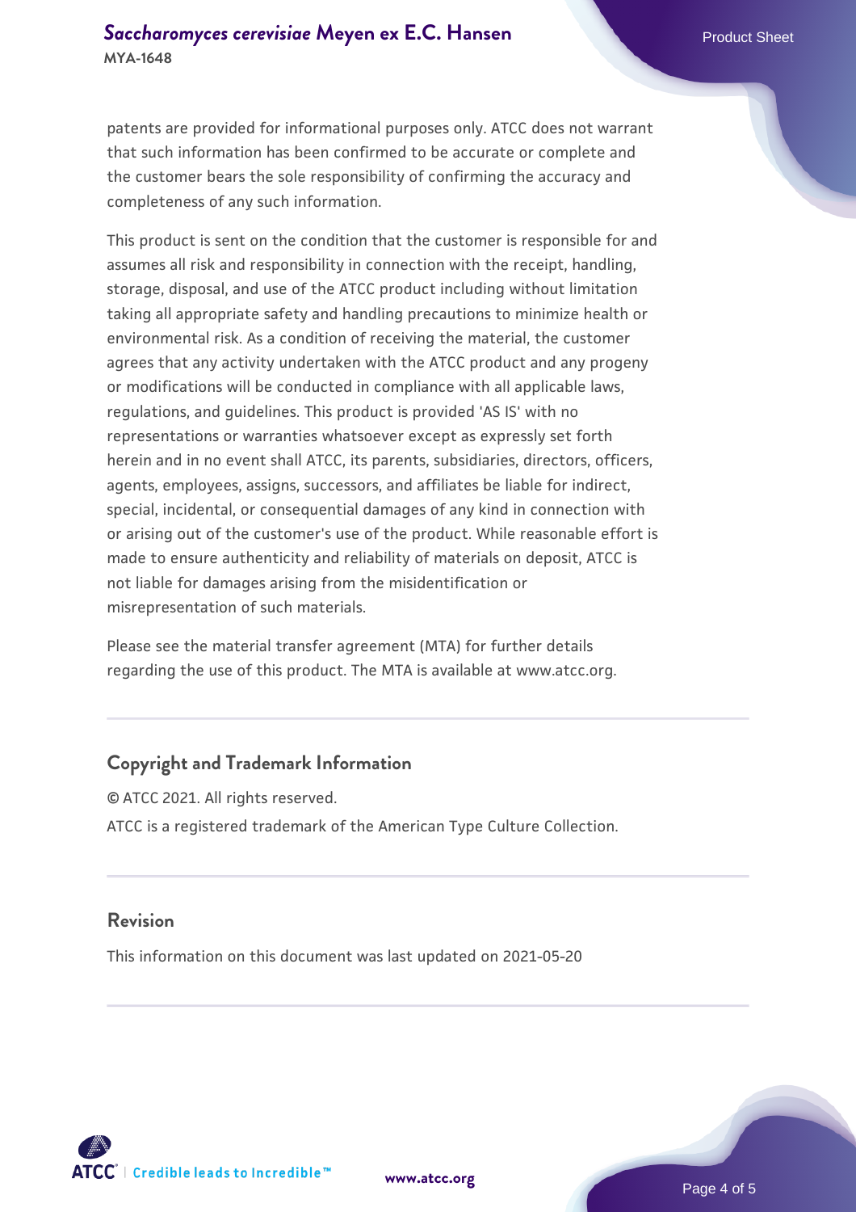patents are provided for informational purposes only. ATCC does not warrant that such information has been confirmed to be accurate or complete and the customer bears the sole responsibility of confirming the accuracy and completeness of any such information.

This product is sent on the condition that the customer is responsible for and assumes all risk and responsibility in connection with the receipt, handling, storage, disposal, and use of the ATCC product including without limitation taking all appropriate safety and handling precautions to minimize health or environmental risk. As a condition of receiving the material, the customer agrees that any activity undertaken with the ATCC product and any progeny or modifications will be conducted in compliance with all applicable laws, regulations, and guidelines. This product is provided 'AS IS' with no representations or warranties whatsoever except as expressly set forth herein and in no event shall ATCC, its parents, subsidiaries, directors, officers, agents, employees, assigns, successors, and affiliates be liable for indirect, special, incidental, or consequential damages of any kind in connection with or arising out of the customer's use of the product. While reasonable effort is made to ensure authenticity and reliability of materials on deposit, ATCC is not liable for damages arising from the misidentification or misrepresentation of such materials.

Please see the material transfer agreement (MTA) for further details regarding the use of this product. The MTA is available at www.atcc.org.

## Copyright and Trademark Information

© ATCC 2021. All rights reserved.

ATCC is a registered trademark of the American Type Culture Collection.

## Revision

This information on this document was last updated on 2021-05-20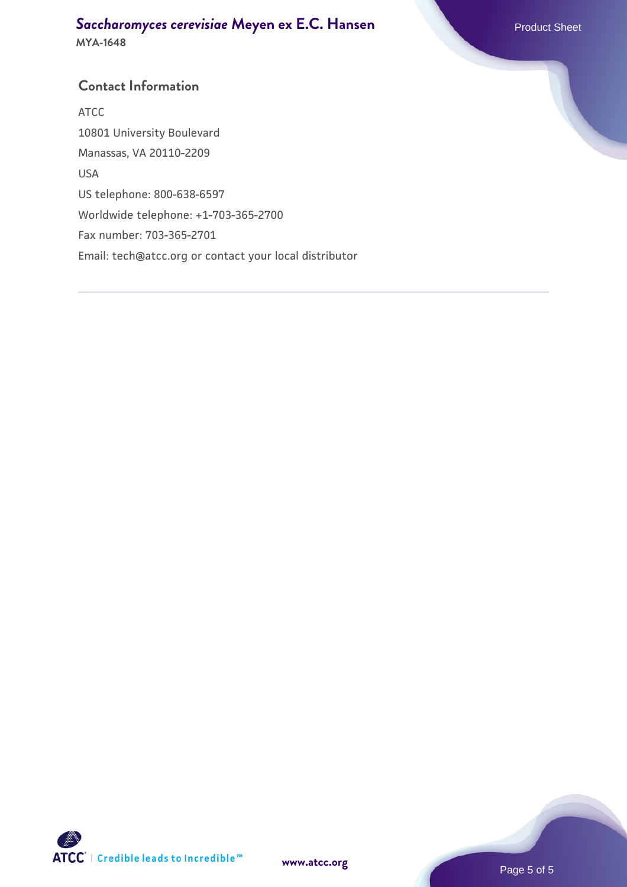## Contact Information

ATCC
10801 University Boulevard
Manassas, VA 20110-2209
USA
US telephone: 800-638-6597
Worldwide telephone: +1-703-365-2700
Fax number: 703-365-2701
Email: tech@atcc.org or contact your local distributor